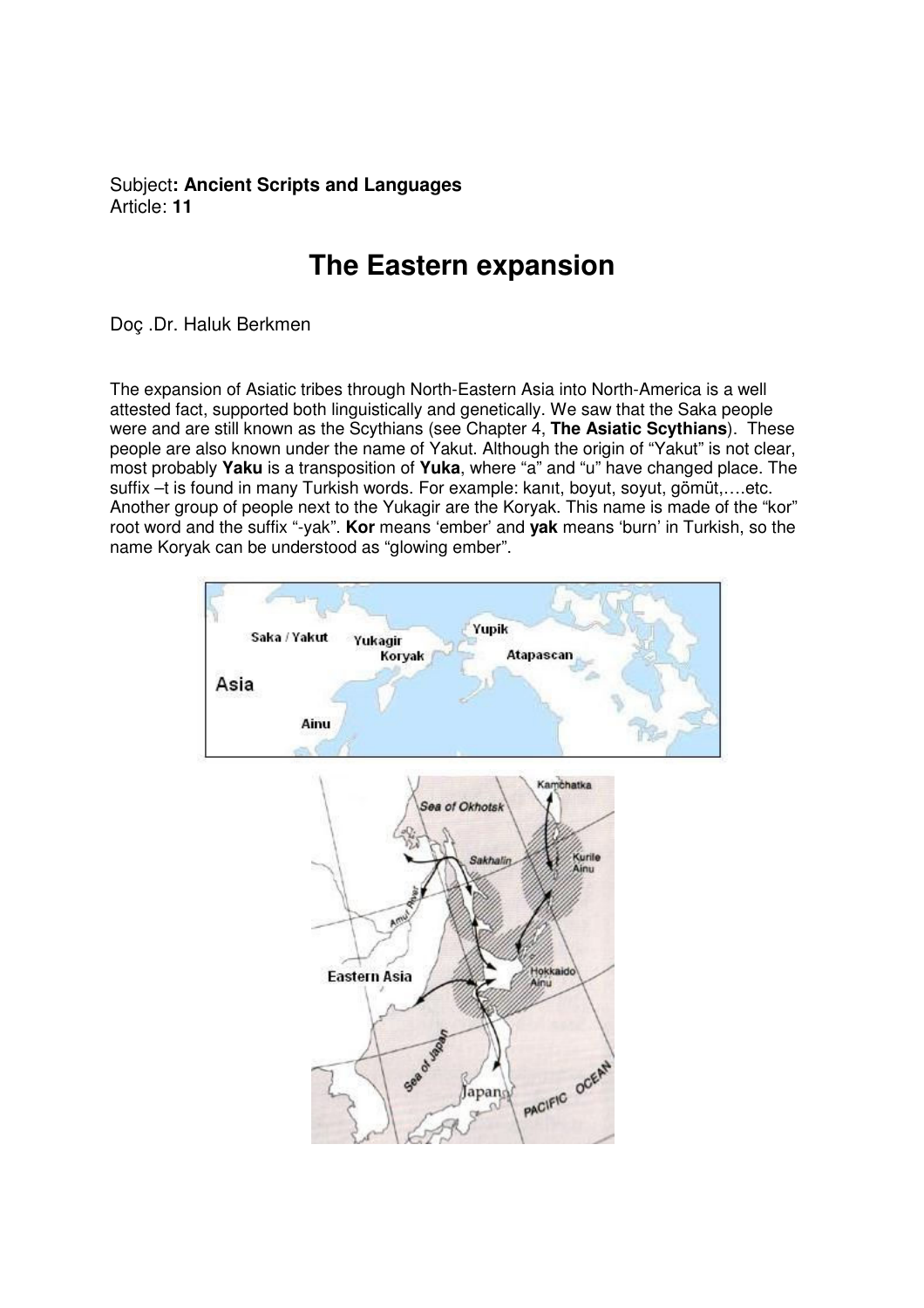Subject**: Ancient Scripts and Languages**
Article: **11**

# The Eastern expansion

Doç .Dr. Haluk Berkmen

The expansion of Asiatic tribes through North-Eastern Asia into North-America is a well attested fact, supported both linguistically and genetically. We saw that the Saka people were and are still known as the Scythians (see Chapter 4, **The Asiatic Scythians**). These people are also known under the name of Yakut. Although the origin of "Yakut" is not clear, most probably **Yaku** is a transposition of **Yuka**, where "a" and "u" have changed place. The suffix –t is found in many Turkish words. For example: kanıt, boyut, soyut, gömüt,….etc. Another group of people next to the Yukagir are the Koryak. This name is made of the "kor" root word and the suffix "-yak". **Kor** means 'ember' and **yak** means 'burn' in Turkish, so the name Koryak can be understood as "glowing ember".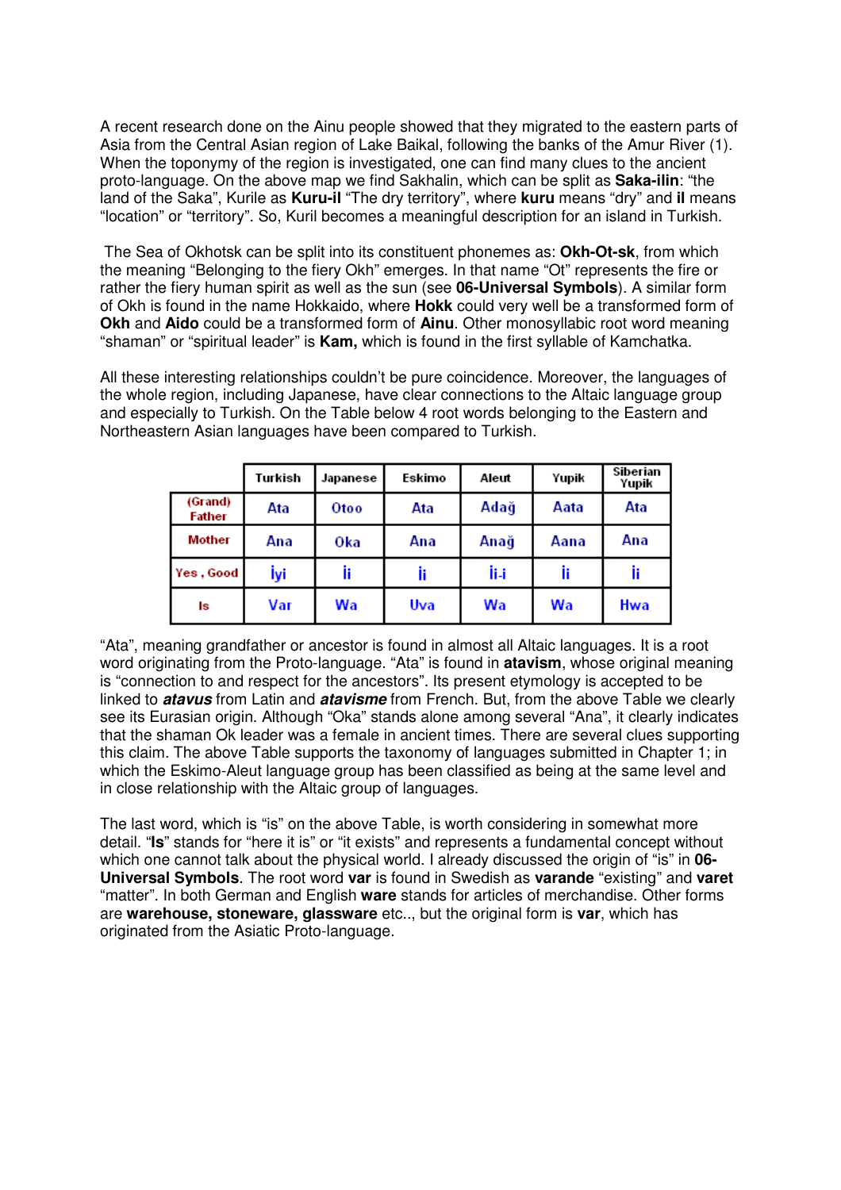A recent research done on the Ainu people showed that they migrated to the eastern parts of Asia from the Central Asian region of Lake Baikal, following the banks of the Amur River (1). When the toponymy of the region is investigated, one can find many clues to the ancient proto-language. On the above map we find Sakhalin, which can be split as **Saka-ilin**: "the land of the Saka", Kurile as **Kuru-il** "The dry territory", where **kuru** means "dry" and **il** means "location" or "territory". So, Kuril becomes a meaningful description for an island in Turkish.

The Sea of Okhotsk can be split into its constituent phonemes as: **Okh-Ot-sk**, from which the meaning "Belonging to the fiery Okh" emerges. In that name "Ot" represents the fire or rather the fiery human spirit as well as the sun (see **06-Universal Symbols**). A similar form of Okh is found in the name Hokkaido, where **Hokk** could very well be a transformed form of **Okh** and **Aido** could be a transformed form of **Ainu**. Other monosyllabic root word meaning "shaman" or "spiritual leader" is **Kam,** which is found in the first syllable of Kamchatka.

All these interesting relationships couldn't be pure coincidence. Moreover, the languages of the whole region, including Japanese, have clear connections to the Altaic language group and especially to Turkish. On the Table below 4 root words belonging to the Eastern and Northeastern Asian languages have been compared to Turkish.

| | Turkish | Japanese | Eskimo | Aleut | Yupik | Siberian Yupik |
|---|---|---|---|---|---|---|
| (Grand) Father | Ata | Otoo | Ata | Adağ | Aata | Ata |
| Mother | Ana | Oka | Ana | Anağ | Aana | Ana |
| Yes , Good | İyi | İi | İi | İi-i | İi | İi |
| Is | Var | Wa | Uva | Wa | Wa | Hwa |

"Ata", meaning grandfather or ancestor is found in almost all Altaic languages. It is a root word originating from the Proto-language. "Ata" is found in **atavism**, whose original meaning is "connection to and respect for the ancestors". Its present etymology is accepted to be linked to ***atavus*** from Latin and ***atavisme*** from French. But, from the above Table we clearly see its Eurasian origin. Although "Oka" stands alone among several "Ana", it clearly indicates that the shaman Ok leader was a female in ancient times. There are several clues supporting this claim. The above Table supports the taxonomy of languages submitted in Chapter 1; in which the Eskimo-Aleut language group has been classified as being at the same level and in close relationship with the Altaic group of languages.

The last word, which is "is" on the above Table, is worth considering in somewhat more detail. "**Is**" stands for "here it is" or "it exists" and represents a fundamental concept without which one cannot talk about the physical world. I already discussed the origin of "is" in **06-Universal Symbols**. The root word **var** is found in Swedish as **varande** "existing" and **varet** "matter". In both German and English **ware** stands for articles of merchandise. Other forms are **warehouse, stoneware, glassware** etc.., but the original form is **var**, which has originated from the Asiatic Proto-language.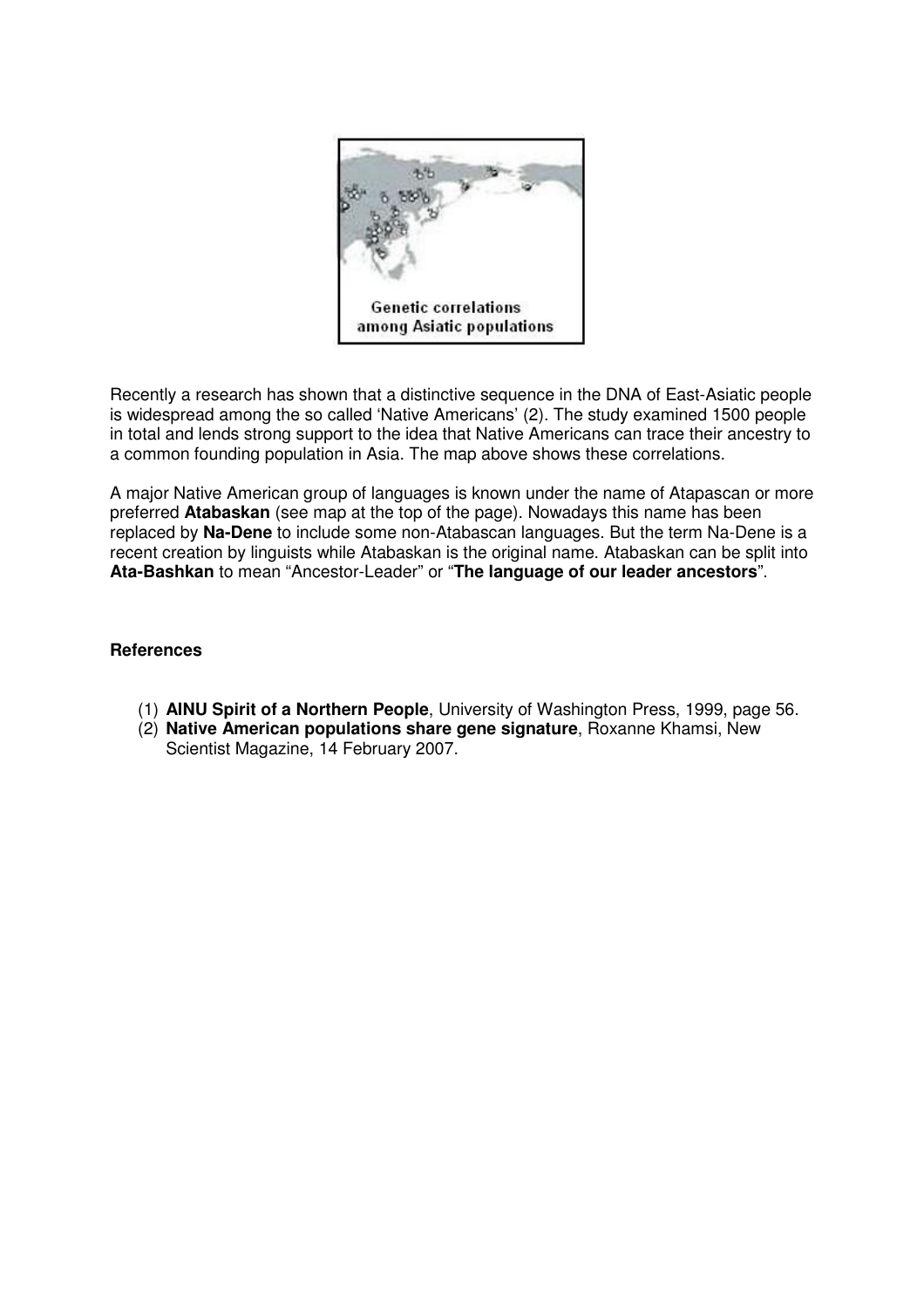Genetic correlations among Asiatic populations

Recently a research has shown that a distinctive sequence in the DNA of East-Asiatic people is widespread among the so called 'Native Americans' (2). The study examined 1500 people in total and lends strong support to the idea that Native Americans can trace their ancestry to a common founding population in Asia. The map above shows these correlations.

A major Native American group of languages is known under the name of Atapascan or more preferred **Atabaskan** (see map at the top of the page). Nowadays this name has been replaced by **Na-Dene** to include some non-Atabascan languages. But the term Na-Dene is a recent creation by linguists while Atabaskan is the original name. Atabaskan can be split into **Ata-Bashkan** to mean "Ancestor-Leader" or "**The language of our leader ancestors**".

**References**

1. **AINU Spirit of a Northern People**, University of Washington Press, 1999, page 56.
2. **Native American populations share gene signature**, Roxanne Khamsi, New Scientist Magazine, 14 February 2007.